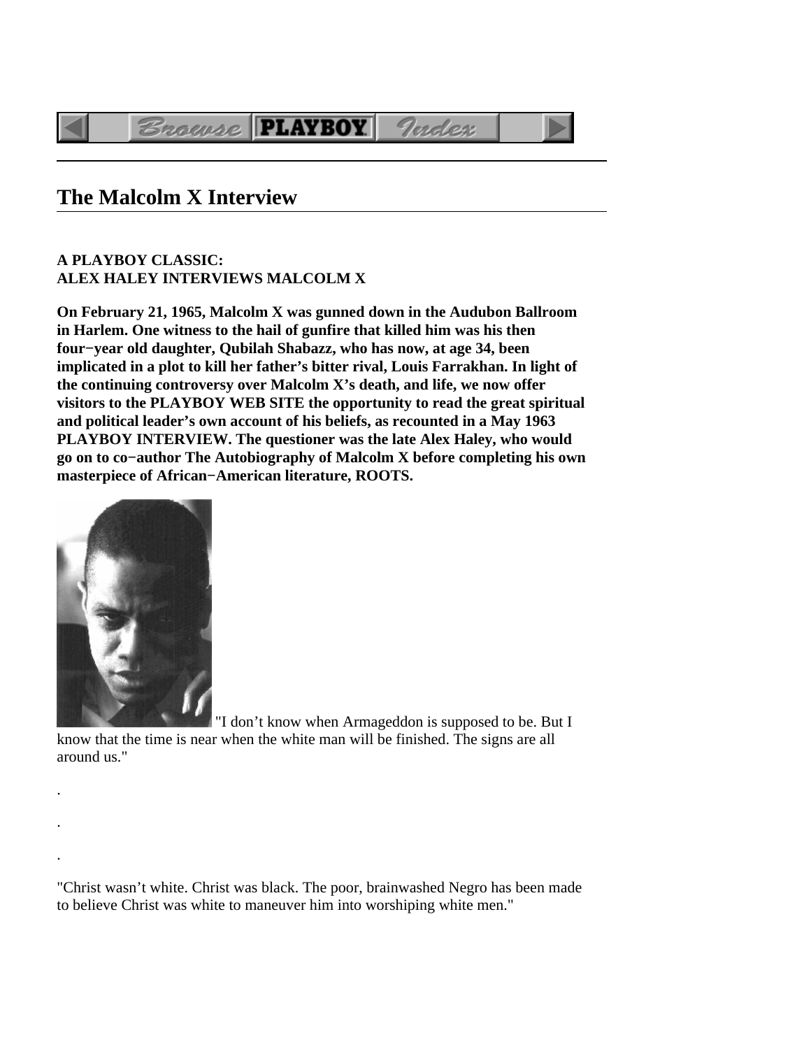# The Malcolm X Interview

**A PLAYBOY CLASSIC:**
**ALEX HALEY INTERVIEWS MALCOLM X**

**On February 21, 1965, Malcolm X was gunned down in the Audubon Ballroom in Harlem. One witness to the hail of gunfire that killed him was his then four−year old daughter, Qubilah Shabazz, who has now, at age 34, been implicated in a plot to kill her father's bitter rival, Louis Farrakhan. In light of the continuing controversy over Malcolm X's death, and life, we now offer visitors to the PLAYBOY WEB SITE the opportunity to read the great spiritual and political leader's own account of his beliefs, as recounted in a May 1963 PLAYBOY INTERVIEW. The questioner was the late Alex Haley, who would go on to co−author The Autobiography of Malcolm X before completing his own masterpiece of African−American literature, ROOTS.**

"I don't know when Armageddon is supposed to be. But I know that the time is near when the white man will be finished. The signs are all around us."

.

.

.

"Christ wasn't white. Christ was black. The poor, brainwashed Negro has been made to believe Christ was white to maneuver him into worshiping white men."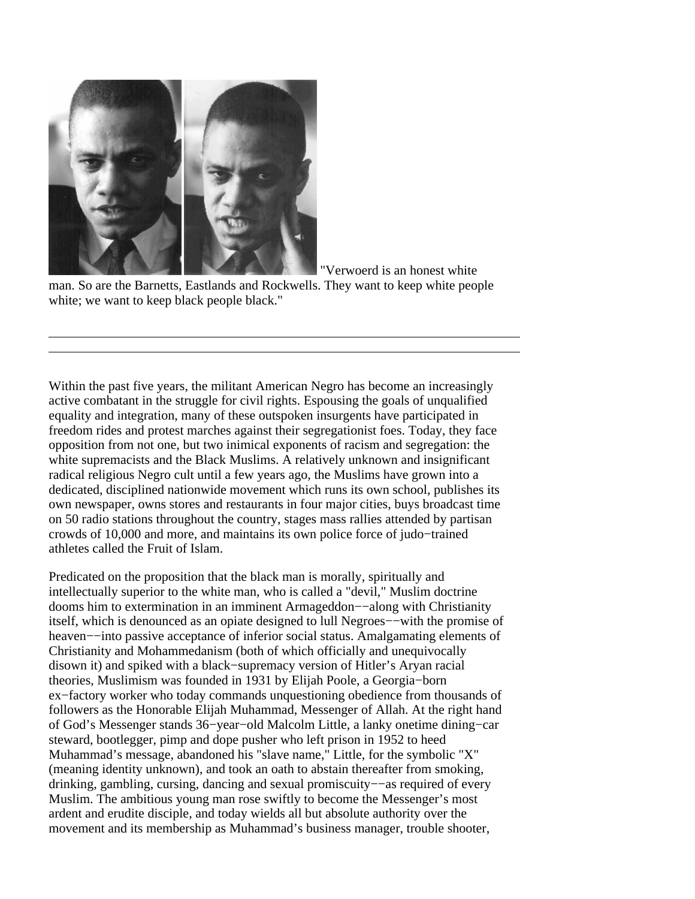"Verwoerd is an honest white man. So are the Barnetts, Eastlands and Rockwells. They want to keep white people white; we want to keep black people black."

---

---

Within the past five years, the militant American Negro has become an increasingly active combatant in the struggle for civil rights. Espousing the goals of unqualified equality and integration, many of these outspoken insurgents have participated in freedom rides and protest marches against their segregationist foes. Today, they face opposition from not one, but two inimical exponents of racism and segregation: the white supremacists and the Black Muslims. A relatively unknown and insignificant radical religious Negro cult until a few years ago, the Muslims have grown into a dedicated, disciplined nationwide movement which runs its own school, publishes its own newspaper, owns stores and restaurants in four major cities, buys broadcast time on 50 radio stations throughout the country, stages mass rallies attended by partisan crowds of 10,000 and more, and maintains its own police force of judo−trained athletes called the Fruit of Islam.

Predicated on the proposition that the black man is morally, spiritually and intellectually superior to the white man, who is called a "devil," Muslim doctrine dooms him to extermination in an imminent Armageddon−−along with Christianity itself, which is denounced as an opiate designed to lull Negroes−−with the promise of heaven−−into passive acceptance of inferior social status. Amalgamating elements of Christianity and Mohammedanism (both of which officially and unequivocally disown it) and spiked with a black−supremacy version of Hitler's Aryan racial theories, Muslimism was founded in 1931 by Elijah Poole, a Georgia−born ex−factory worker who today commands unquestioning obedience from thousands of followers as the Honorable Elijah Muhammad, Messenger of Allah. At the right hand of God's Messenger stands 36−year−old Malcolm Little, a lanky onetime dining−car steward, bootlegger, pimp and dope pusher who left prison in 1952 to heed Muhammad's message, abandoned his "slave name," Little, for the symbolic "X" (meaning identity unknown), and took an oath to abstain thereafter from smoking, drinking, gambling, cursing, dancing and sexual promiscuity−−as required of every Muslim. The ambitious young man rose swiftly to become the Messenger's most ardent and erudite disciple, and today wields all but absolute authority over the movement and its membership as Muhammad's business manager, trouble shooter,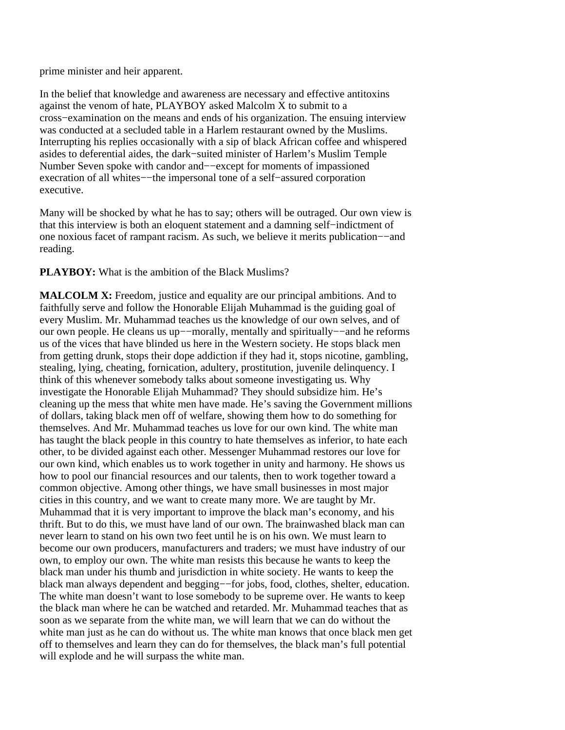prime minister and heir apparent.

In the belief that knowledge and awareness are necessary and effective antitoxins against the venom of hate, PLAYBOY asked Malcolm X to submit to a cross−examination on the means and ends of his organization. The ensuing interview was conducted at a secluded table in a Harlem restaurant owned by the Muslims. Interrupting his replies occasionally with a sip of black African coffee and whispered asides to deferential aides, the dark−suited minister of Harlem's Muslim Temple Number Seven spoke with candor and−−except for moments of impassioned execration of all whites−−the impersonal tone of a self−assured corporation executive.

Many will be shocked by what he has to say; others will be outraged. Our own view is that this interview is both an eloquent statement and a damning self−indictment of one noxious facet of rampant racism. As such, we believe it merits publication−−and reading.

**PLAYBOY:** What is the ambition of the Black Muslims?

**MALCOLM X:** Freedom, justice and equality are our principal ambitions. And to faithfully serve and follow the Honorable Elijah Muhammad is the guiding goal of every Muslim. Mr. Muhammad teaches us the knowledge of our own selves, and of our own people. He cleans us up−−morally, mentally and spiritually−−and he reforms us of the vices that have blinded us here in the Western society. He stops black men from getting drunk, stops their dope addiction if they had it, stops nicotine, gambling, stealing, lying, cheating, fornication, adultery, prostitution, juvenile delinquency. I think of this whenever somebody talks about someone investigating us. Why investigate the Honorable Elijah Muhammad? They should subsidize him. He's cleaning up the mess that white men have made. He's saving the Government millions of dollars, taking black men off of welfare, showing them how to do something for themselves. And Mr. Muhammad teaches us love for our own kind. The white man has taught the black people in this country to hate themselves as inferior, to hate each other, to be divided against each other. Messenger Muhammad restores our love for our own kind, which enables us to work together in unity and harmony. He shows us how to pool our financial resources and our talents, then to work together toward a common objective. Among other things, we have small businesses in most major cities in this country, and we want to create many more. We are taught by Mr. Muhammad that it is very important to improve the black man's economy, and his thrift. But to do this, we must have land of our own. The brainwashed black man can never learn to stand on his own two feet until he is on his own. We must learn to become our own producers, manufacturers and traders; we must have industry of our own, to employ our own. The white man resists this because he wants to keep the black man under his thumb and jurisdiction in white society. He wants to keep the black man always dependent and begging−−for jobs, food, clothes, shelter, education. The white man doesn't want to lose somebody to be supreme over. He wants to keep the black man where he can be watched and retarded. Mr. Muhammad teaches that as soon as we separate from the white man, we will learn that we can do without the white man just as he can do without us. The white man knows that once black men get off to themselves and learn they can do for themselves, the black man's full potential will explode and he will surpass the white man.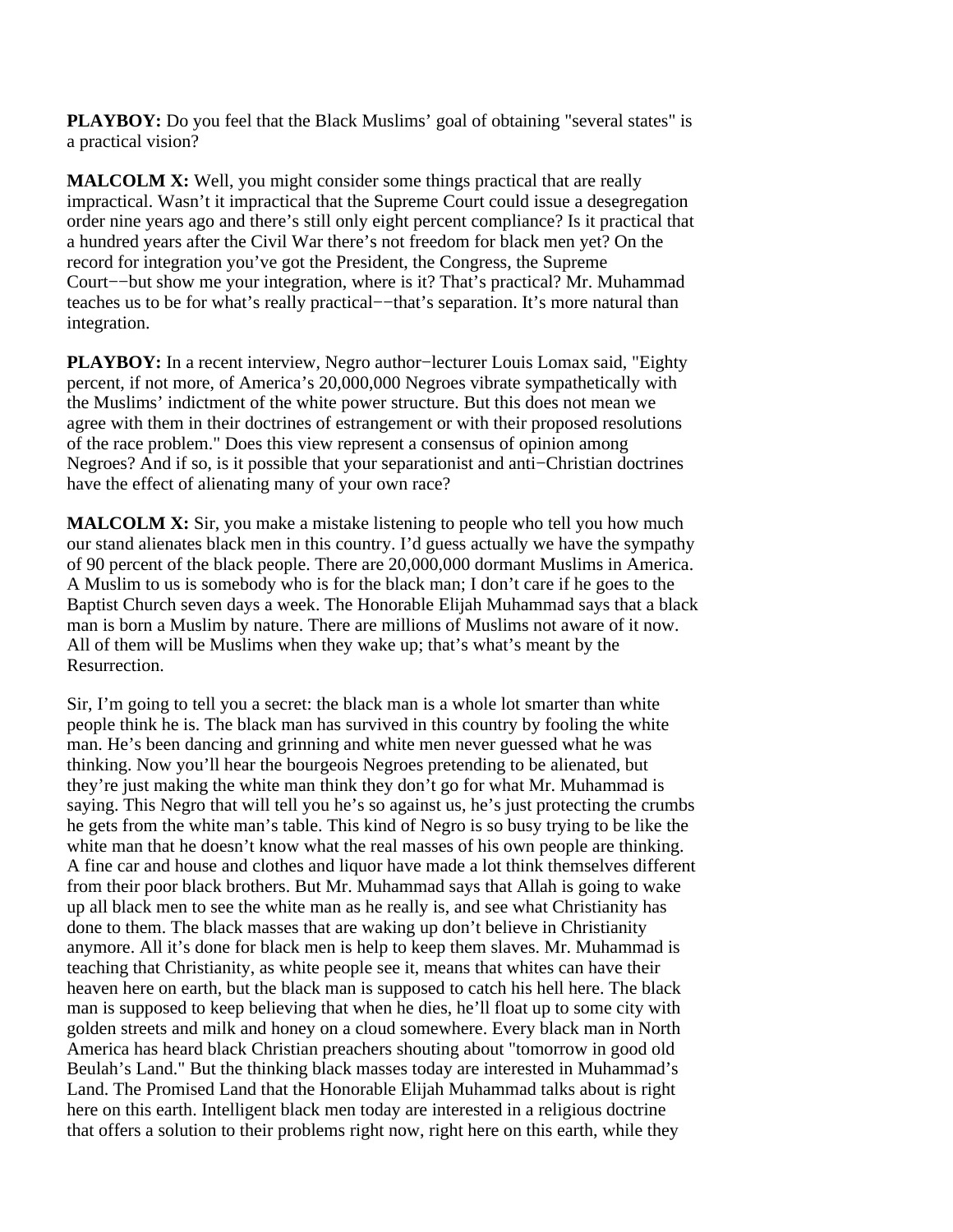**PLAYBOY:** Do you feel that the Black Muslims' goal of obtaining "several states" is a practical vision?

**MALCOLM X:** Well, you might consider some things practical that are really impractical. Wasn't it impractical that the Supreme Court could issue a desegregation order nine years ago and there's still only eight percent compliance? Is it practical that a hundred years after the Civil War there's not freedom for black men yet? On the record for integration you've got the President, the Congress, the Supreme Court−−but show me your integration, where is it? That's practical? Mr. Muhammad teaches us to be for what's really practical−−that's separation. It's more natural than integration.

**PLAYBOY:** In a recent interview, Negro author−lecturer Louis Lomax said, "Eighty percent, if not more, of America's 20,000,000 Negroes vibrate sympathetically with the Muslims' indictment of the white power structure. But this does not mean we agree with them in their doctrines of estrangement or with their proposed resolutions of the race problem." Does this view represent a consensus of opinion among Negroes? And if so, is it possible that your separationist and anti−Christian doctrines have the effect of alienating many of your own race?

**MALCOLM X:** Sir, you make a mistake listening to people who tell you how much our stand alienates black men in this country. I'd guess actually we have the sympathy of 90 percent of the black people. There are 20,000,000 dormant Muslims in America. A Muslim to us is somebody who is for the black man; I don't care if he goes to the Baptist Church seven days a week. The Honorable Elijah Muhammad says that a black man is born a Muslim by nature. There are millions of Muslims not aware of it now. All of them will be Muslims when they wake up; that's what's meant by the Resurrection.

Sir, I'm going to tell you a secret: the black man is a whole lot smarter than white people think he is. The black man has survived in this country by fooling the white man. He's been dancing and grinning and white men never guessed what he was thinking. Now you'll hear the bourgeois Negroes pretending to be alienated, but they're just making the white man think they don't go for what Mr. Muhammad is saying. This Negro that will tell you he's so against us, he's just protecting the crumbs he gets from the white man's table. This kind of Negro is so busy trying to be like the white man that he doesn't know what the real masses of his own people are thinking. A fine car and house and clothes and liquor have made a lot think themselves different from their poor black brothers. But Mr. Muhammad says that Allah is going to wake up all black men to see the white man as he really is, and see what Christianity has done to them. The black masses that are waking up don't believe in Christianity anymore. All it's done for black men is help to keep them slaves. Mr. Muhammad is teaching that Christianity, as white people see it, means that whites can have their heaven here on earth, but the black man is supposed to catch his hell here. The black man is supposed to keep believing that when he dies, he'll float up to some city with golden streets and milk and honey on a cloud somewhere. Every black man in North America has heard black Christian preachers shouting about "tomorrow in good old Beulah's Land." But the thinking black masses today are interested in Muhammad's Land. The Promised Land that the Honorable Elijah Muhammad talks about is right here on this earth. Intelligent black men today are interested in a religious doctrine that offers a solution to their problems right now, right here on this earth, while they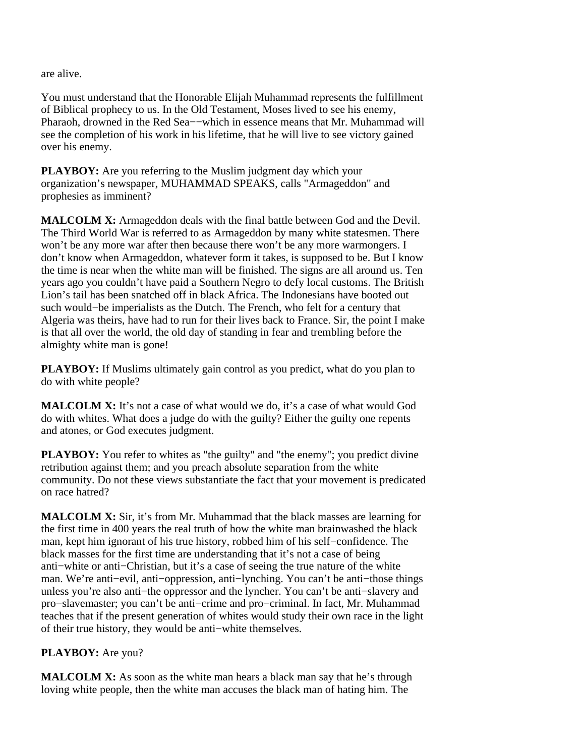are alive.

You must understand that the Honorable Elijah Muhammad represents the fulfillment of Biblical prophecy to us. In the Old Testament, Moses lived to see his enemy, Pharaoh, drowned in the Red Sea−−which in essence means that Mr. Muhammad will see the completion of his work in his lifetime, that he will live to see victory gained over his enemy.

**PLAYBOY:** Are you referring to the Muslim judgment day which your organization’s newspaper, MUHAMMAD SPEAKS, calls "Armageddon" and prophesies as imminent?

**MALCOLM X:** Armageddon deals with the final battle between God and the Devil. The Third World War is referred to as Armageddon by many white statesmen. There won’t be any more war after then because there won’t be any more warmongers. I don’t know when Armageddon, whatever form it takes, is supposed to be. But I know the time is near when the white man will be finished. The signs are all around us. Ten years ago you couldn’t have paid a Southern Negro to defy local customs. The British Lion’s tail has been snatched off in black Africa. The Indonesians have booted out such would−be imperialists as the Dutch. The French, who felt for a century that Algeria was theirs, have had to run for their lives back to France. Sir, the point I make is that all over the world, the old day of standing in fear and trembling before the almighty white man is gone!

**PLAYBOY:** If Muslims ultimately gain control as you predict, what do you plan to do with white people?

**MALCOLM X:** It’s not a case of what would we do, it’s a case of what would God do with whites. What does a judge do with the guilty? Either the guilty one repents and atones, or God executes judgment.

**PLAYBOY:** You refer to whites as "the guilty" and "the enemy"; you predict divine retribution against them; and you preach absolute separation from the white community. Do not these views substantiate the fact that your movement is predicated on race hatred?

**MALCOLM X:** Sir, it’s from Mr. Muhammad that the black masses are learning for the first time in 400 years the real truth of how the white man brainwashed the black man, kept him ignorant of his true history, robbed him of his self−confidence. The black masses for the first time are understanding that it’s not a case of being anti−white or anti−Christian, but it’s a case of seeing the true nature of the white man. We’re anti−evil, anti−oppression, anti−lynching. You can’t be anti−those things unless you’re also anti−the oppressor and the lyncher. You can’t be anti−slavery and pro−slavemaster; you can’t be anti−crime and pro−criminal. In fact, Mr. Muhammad teaches that if the present generation of whites would study their own race in the light of their true history, they would be anti−white themselves.

**PLAYBOY:** Are you?

**MALCOLM X:** As soon as the white man hears a black man say that he’s through loving white people, then the white man accuses the black man of hating him. The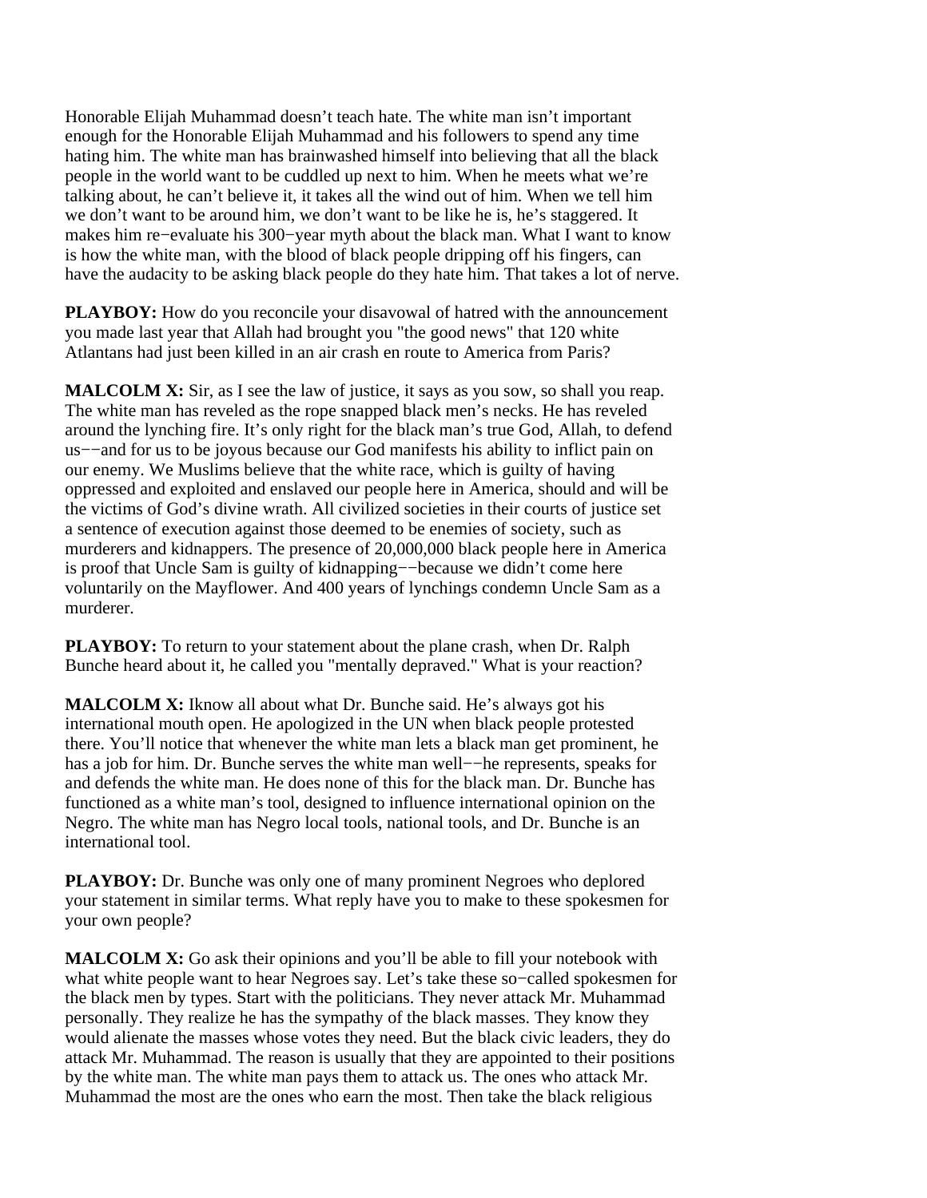Honorable Elijah Muhammad doesn't teach hate. The white man isn't important enough for the Honorable Elijah Muhammad and his followers to spend any time hating him. The white man has brainwashed himself into believing that all the black people in the world want to be cuddled up next to him. When he meets what we're talking about, he can't believe it, it takes all the wind out of him. When we tell him we don't want to be around him, we don't want to be like he is, he's staggered. It makes him re−evaluate his 300−year myth about the black man. What I want to know is how the white man, with the blood of black people dripping off his fingers, can have the audacity to be asking black people do they hate him. That takes a lot of nerve.

**PLAYBOY:** How do you reconcile your disavowal of hatred with the announcement you made last year that Allah had brought you "the good news" that 120 white Atlantans had just been killed in an air crash en route to America from Paris?

**MALCOLM X:** Sir, as I see the law of justice, it says as you sow, so shall you reap. The white man has reveled as the rope snapped black men's necks. He has reveled around the lynching fire. It's only right for the black man's true God, Allah, to defend us−−and for us to be joyous because our God manifests his ability to inflict pain on our enemy. We Muslims believe that the white race, which is guilty of having oppressed and exploited and enslaved our people here in America, should and will be the victims of God's divine wrath. All civilized societies in their courts of justice set a sentence of execution against those deemed to be enemies of society, such as murderers and kidnappers. The presence of 20,000,000 black people here in America is proof that Uncle Sam is guilty of kidnapping−−because we didn't come here voluntarily on the Mayflower. And 400 years of lynchings condemn Uncle Sam as a murderer.

**PLAYBOY:** To return to your statement about the plane crash, when Dr. Ralph Bunche heard about it, he called you "mentally depraved." What is your reaction?

**MALCOLM X:** Iknow all about what Dr. Bunche said. He's always got his international mouth open. He apologized in the UN when black people protested there. You'll notice that whenever the white man lets a black man get prominent, he has a job for him. Dr. Bunche serves the white man well−−he represents, speaks for and defends the white man. He does none of this for the black man. Dr. Bunche has functioned as a white man's tool, designed to influence international opinion on the Negro. The white man has Negro local tools, national tools, and Dr. Bunche is an international tool.

**PLAYBOY:** Dr. Bunche was only one of many prominent Negroes who deplored your statement in similar terms. What reply have you to make to these spokesmen for your own people?

**MALCOLM X:** Go ask their opinions and you'll be able to fill your notebook with what white people want to hear Negroes say. Let's take these so−called spokesmen for the black men by types. Start with the politicians. They never attack Mr. Muhammad personally. They realize he has the sympathy of the black masses. They know they would alienate the masses whose votes they need. But the black civic leaders, they do attack Mr. Muhammad. The reason is usually that they are appointed to their positions by the white man. The white man pays them to attack us. The ones who attack Mr. Muhammad the most are the ones who earn the most. Then take the black religious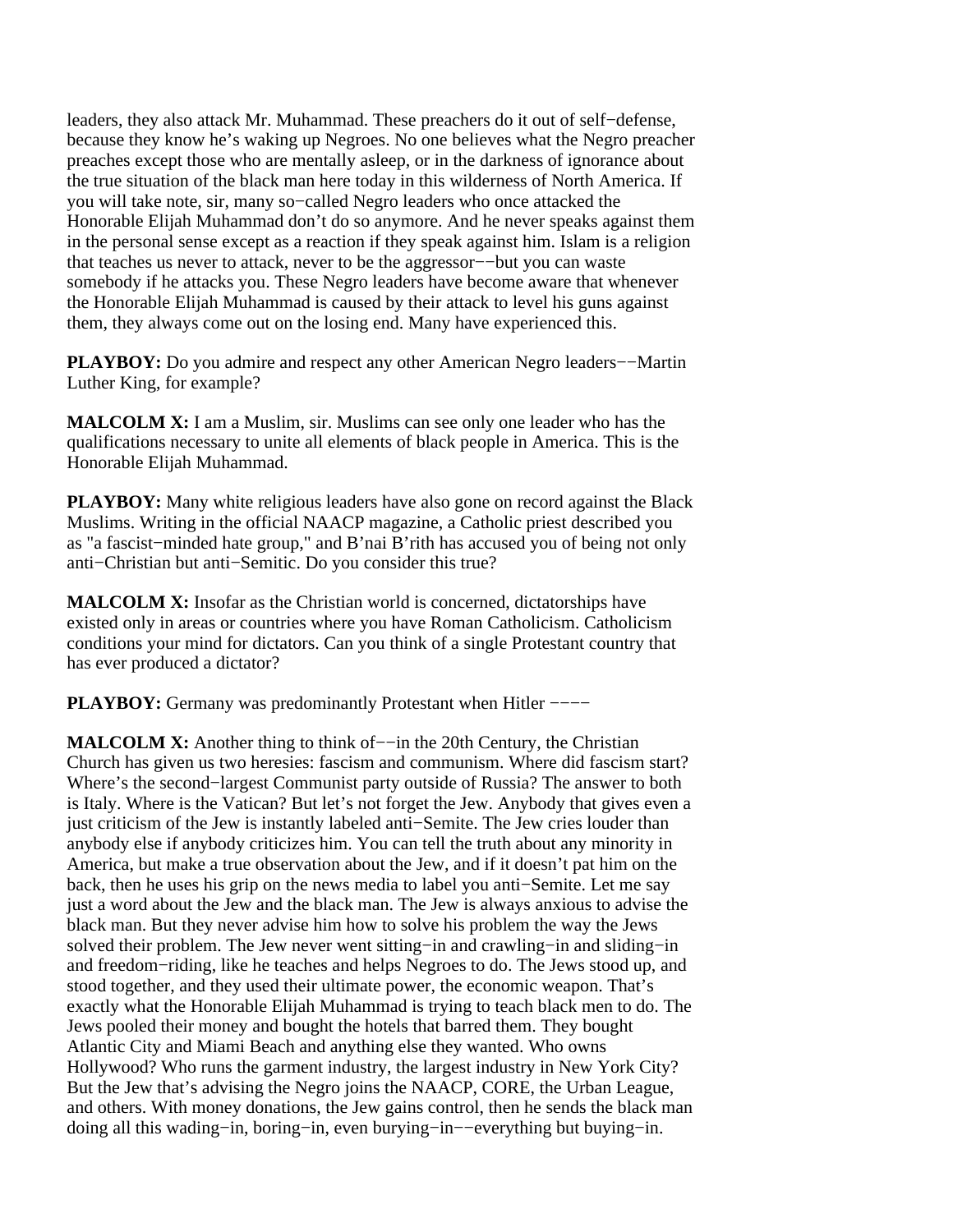leaders, they also attack Mr. Muhammad. These preachers do it out of self−defense, because they know he's waking up Negroes. No one believes what the Negro preacher preaches except those who are mentally asleep, or in the darkness of ignorance about the true situation of the black man here today in this wilderness of North America. If you will take note, sir, many so−called Negro leaders who once attacked the Honorable Elijah Muhammad don't do so anymore. And he never speaks against them in the personal sense except as a reaction if they speak against him. Islam is a religion that teaches us never to attack, never to be the aggressor−−but you can waste somebody if he attacks you. These Negro leaders have become aware that whenever the Honorable Elijah Muhammad is caused by their attack to level his guns against them, they always come out on the losing end. Many have experienced this.

**PLAYBOY:** Do you admire and respect any other American Negro leaders−−Martin Luther King, for example?

**MALCOLM X:** I am a Muslim, sir. Muslims can see only one leader who has the qualifications necessary to unite all elements of black people in America. This is the Honorable Elijah Muhammad.

**PLAYBOY:** Many white religious leaders have also gone on record against the Black Muslims. Writing in the official NAACP magazine, a Catholic priest described you as "a fascist−minded hate group," and B'nai B'rith has accused you of being not only anti−Christian but anti−Semitic. Do you consider this true?

**MALCOLM X:** Insofar as the Christian world is concerned, dictatorships have existed only in areas or countries where you have Roman Catholicism. Catholicism conditions your mind for dictators. Can you think of a single Protestant country that has ever produced a dictator?

**PLAYBOY:** Germany was predominantly Protestant when Hitler −−−−

**MALCOLM X:** Another thing to think of−−in the 20th Century, the Christian Church has given us two heresies: fascism and communism. Where did fascism start? Where's the second−largest Communist party outside of Russia? The answer to both is Italy. Where is the Vatican? But let's not forget the Jew. Anybody that gives even a just criticism of the Jew is instantly labeled anti−Semite. The Jew cries louder than anybody else if anybody criticizes him. You can tell the truth about any minority in America, but make a true observation about the Jew, and if it doesn't pat him on the back, then he uses his grip on the news media to label you anti−Semite. Let me say just a word about the Jew and the black man. The Jew is always anxious to advise the black man. But they never advise him how to solve his problem the way the Jews solved their problem. The Jew never went sitting−in and crawling−in and sliding−in and freedom−riding, like he teaches and helps Negroes to do. The Jews stood up, and stood together, and they used their ultimate power, the economic weapon. That's exactly what the Honorable Elijah Muhammad is trying to teach black men to do. The Jews pooled their money and bought the hotels that barred them. They bought Atlantic City and Miami Beach and anything else they wanted. Who owns Hollywood? Who runs the garment industry, the largest industry in New York City? But the Jew that's advising the Negro joins the NAACP, CORE, the Urban League, and others. With money donations, the Jew gains control, then he sends the black man doing all this wading−in, boring−in, even burying−in−−everything but buying−in.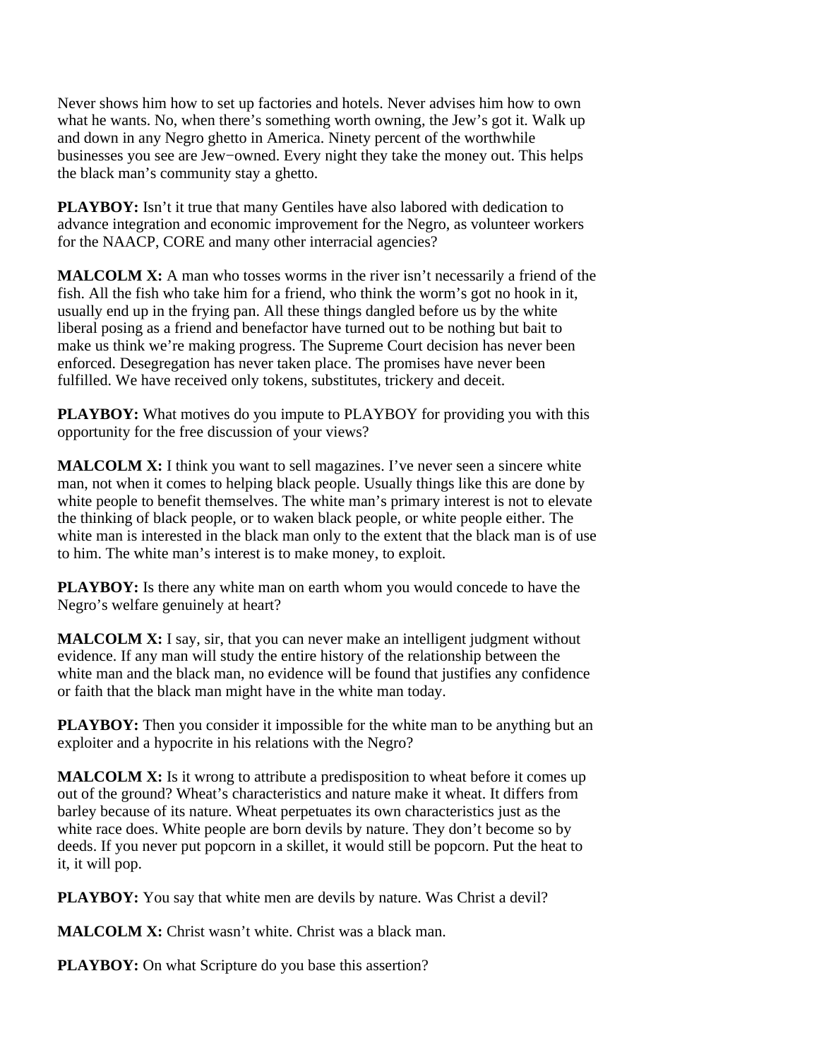Never shows him how to set up factories and hotels. Never advises him how to own what he wants. No, when there's something worth owning, the Jew's got it. Walk up and down in any Negro ghetto in America. Ninety percent of the worthwhile businesses you see are Jew−owned. Every night they take the money out. This helps the black man's community stay a ghetto.

**PLAYBOY:** Isn't it true that many Gentiles have also labored with dedication to advance integration and economic improvement for the Negro, as volunteer workers for the NAACP, CORE and many other interracial agencies?

**MALCOLM X:** A man who tosses worms in the river isn't necessarily a friend of the fish. All the fish who take him for a friend, who think the worm's got no hook in it, usually end up in the frying pan. All these things dangled before us by the white liberal posing as a friend and benefactor have turned out to be nothing but bait to make us think we're making progress. The Supreme Court decision has never been enforced. Desegregation has never taken place. The promises have never been fulfilled. We have received only tokens, substitutes, trickery and deceit.

**PLAYBOY:** What motives do you impute to PLAYBOY for providing you with this opportunity for the free discussion of your views?

**MALCOLM X:** I think you want to sell magazines. I've never seen a sincere white man, not when it comes to helping black people. Usually things like this are done by white people to benefit themselves. The white man's primary interest is not to elevate the thinking of black people, or to waken black people, or white people either. The white man is interested in the black man only to the extent that the black man is of use to him. The white man's interest is to make money, to exploit.

**PLAYBOY:** Is there any white man on earth whom you would concede to have the Negro's welfare genuinely at heart?

**MALCOLM X:** I say, sir, that you can never make an intelligent judgment without evidence. If any man will study the entire history of the relationship between the white man and the black man, no evidence will be found that justifies any confidence or faith that the black man might have in the white man today.

**PLAYBOY:** Then you consider it impossible for the white man to be anything but an exploiter and a hypocrite in his relations with the Negro?

**MALCOLM X:** Is it wrong to attribute a predisposition to wheat before it comes up out of the ground? Wheat's characteristics and nature make it wheat. It differs from barley because of its nature. Wheat perpetuates its own characteristics just as the white race does. White people are born devils by nature. They don't become so by deeds. If you never put popcorn in a skillet, it would still be popcorn. Put the heat to it, it will pop.

**PLAYBOY:** You say that white men are devils by nature. Was Christ a devil?

**MALCOLM X:** Christ wasn't white. Christ was a black man.

**PLAYBOY:** On what Scripture do you base this assertion?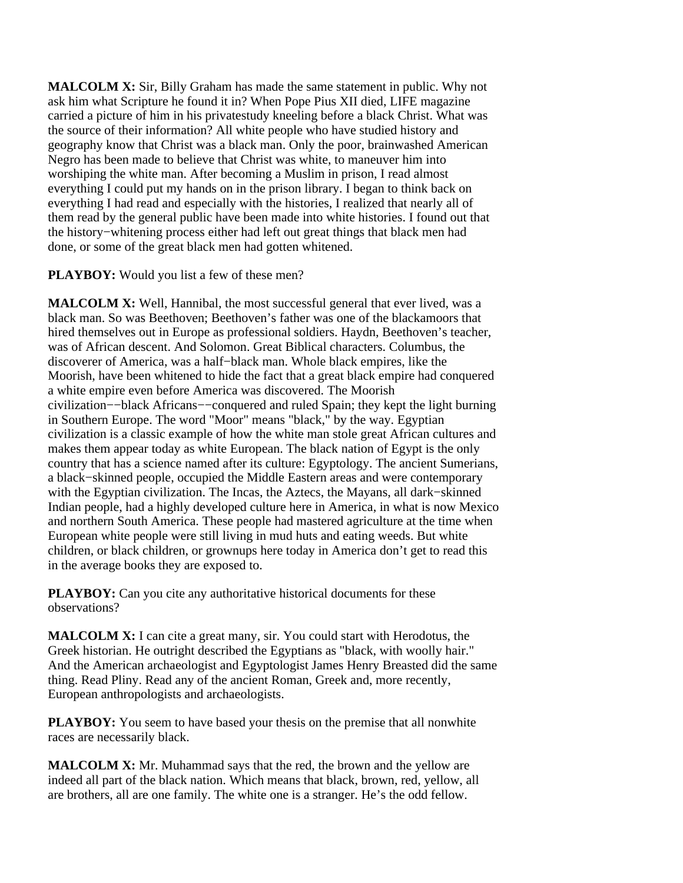**MALCOLM X:** Sir, Billy Graham has made the same statement in public. Why not ask him what Scripture he found it in? When Pope Pius XII died, LIFE magazine carried a picture of him in his privatestudy kneeling before a black Christ. What was the source of their information? All white people who have studied history and geography know that Christ was a black man. Only the poor, brainwashed American Negro has been made to believe that Christ was white, to maneuver him into worshiping the white man. After becoming a Muslim in prison, I read almost everything I could put my hands on in the prison library. I began to think back on everything I had read and especially with the histories, I realized that nearly all of them read by the general public have been made into white histories. I found out that the history−whitening process either had left out great things that black men had done, or some of the great black men had gotten whitened.

**PLAYBOY:** Would you list a few of these men?

**MALCOLM X:** Well, Hannibal, the most successful general that ever lived, was a black man. So was Beethoven; Beethoven's father was one of the blackamoors that hired themselves out in Europe as professional soldiers. Haydn, Beethoven's teacher, was of African descent. And Solomon. Great Biblical characters. Columbus, the discoverer of America, was a half−black man. Whole black empires, like the Moorish, have been whitened to hide the fact that a great black empire had conquered a white empire even before America was discovered. The Moorish civilization−−black Africans−−conquered and ruled Spain; they kept the light burning in Southern Europe. The word "Moor" means "black," by the way. Egyptian civilization is a classic example of how the white man stole great African cultures and makes them appear today as white European. The black nation of Egypt is the only country that has a science named after its culture: Egyptology. The ancient Sumerians, a black−skinned people, occupied the Middle Eastern areas and were contemporary with the Egyptian civilization. The Incas, the Aztecs, the Mayans, all dark−skinned Indian people, had a highly developed culture here in America, in what is now Mexico and northern South America. These people had mastered agriculture at the time when European white people were still living in mud huts and eating weeds. But white children, or black children, or grownups here today in America don't get to read this in the average books they are exposed to.

**PLAYBOY:** Can you cite any authoritative historical documents for these observations?

**MALCOLM X:** I can cite a great many, sir. You could start with Herodotus, the Greek historian. He outright described the Egyptians as "black, with woolly hair." And the American archaeologist and Egyptologist James Henry Breasted did the same thing. Read Pliny. Read any of the ancient Roman, Greek and, more recently, European anthropologists and archaeologists.

**PLAYBOY:** You seem to have based your thesis on the premise that all nonwhite races are necessarily black.

**MALCOLM X:** Mr. Muhammad says that the red, the brown and the yellow are indeed all part of the black nation. Which means that black, brown, red, yellow, all are brothers, all are one family. The white one is a stranger. He's the odd fellow.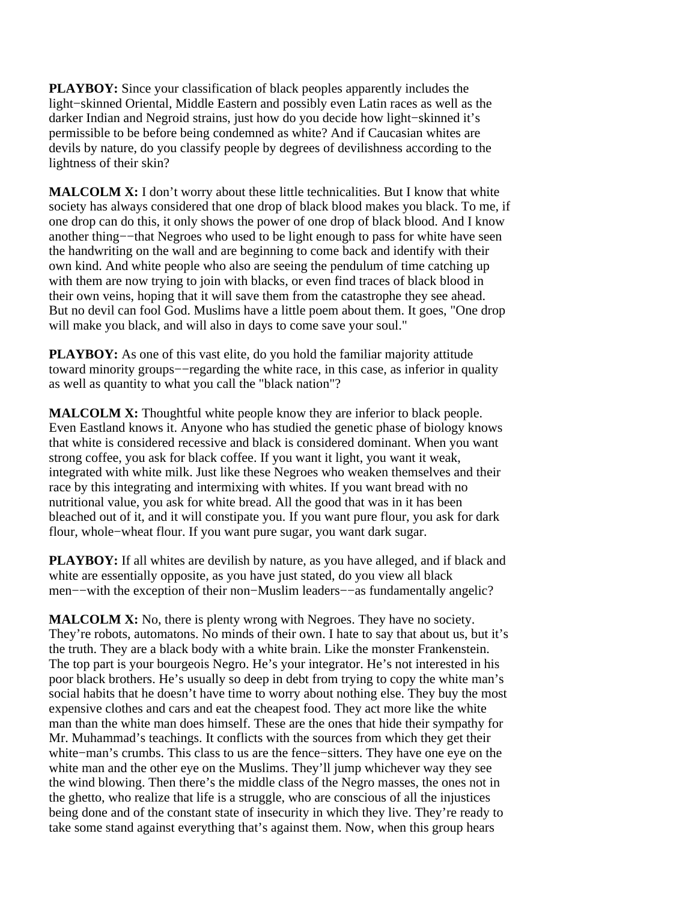**PLAYBOY:** Since your classification of black peoples apparently includes the light−skinned Oriental, Middle Eastern and possibly even Latin races as well as the darker Indian and Negroid strains, just how do you decide how light−skinned it's permissible to be before being condemned as white? And if Caucasian whites are devils by nature, do you classify people by degrees of devilishness according to the lightness of their skin?

**MALCOLM X:** I don't worry about these little technicalities. But I know that white society has always considered that one drop of black blood makes you black. To me, if one drop can do this, it only shows the power of one drop of black blood. And I know another thing−−that Negroes who used to be light enough to pass for white have seen the handwriting on the wall and are beginning to come back and identify with their own kind. And white people who also are seeing the pendulum of time catching up with them are now trying to join with blacks, or even find traces of black blood in their own veins, hoping that it will save them from the catastrophe they see ahead. But no devil can fool God. Muslims have a little poem about them. It goes, "One drop will make you black, and will also in days to come save your soul."

**PLAYBOY:** As one of this vast elite, do you hold the familiar majority attitude toward minority groups−−regarding the white race, in this case, as inferior in quality as well as quantity to what you call the "black nation"?

**MALCOLM X:** Thoughtful white people know they are inferior to black people. Even Eastland knows it. Anyone who has studied the genetic phase of biology knows that white is considered recessive and black is considered dominant. When you want strong coffee, you ask for black coffee. If you want it light, you want it weak, integrated with white milk. Just like these Negroes who weaken themselves and their race by this integrating and intermixing with whites. If you want bread with no nutritional value, you ask for white bread. All the good that was in it has been bleached out of it, and it will constipate you. If you want pure flour, you ask for dark flour, whole−wheat flour. If you want pure sugar, you want dark sugar.

**PLAYBOY:** If all whites are devilish by nature, as you have alleged, and if black and white are essentially opposite, as you have just stated, do you view all black men−−with the exception of their non−Muslim leaders−−as fundamentally angelic?

**MALCOLM X:** No, there is plenty wrong with Negroes. They have no society. They're robots, automatons. No minds of their own. I hate to say that about us, but it's the truth. They are a black body with a white brain. Like the monster Frankenstein. The top part is your bourgeois Negro. He's your integrator. He's not interested in his poor black brothers. He's usually so deep in debt from trying to copy the white man's social habits that he doesn't have time to worry about nothing else. They buy the most expensive clothes and cars and eat the cheapest food. They act more like the white man than the white man does himself. These are the ones that hide their sympathy for Mr. Muhammad's teachings. It conflicts with the sources from which they get their white−man's crumbs. This class to us are the fence−sitters. They have one eye on the white man and the other eye on the Muslims. They'll jump whichever way they see the wind blowing. Then there's the middle class of the Negro masses, the ones not in the ghetto, who realize that life is a struggle, who are conscious of all the injustices being done and of the constant state of insecurity in which they live. They're ready to take some stand against everything that's against them. Now, when this group hears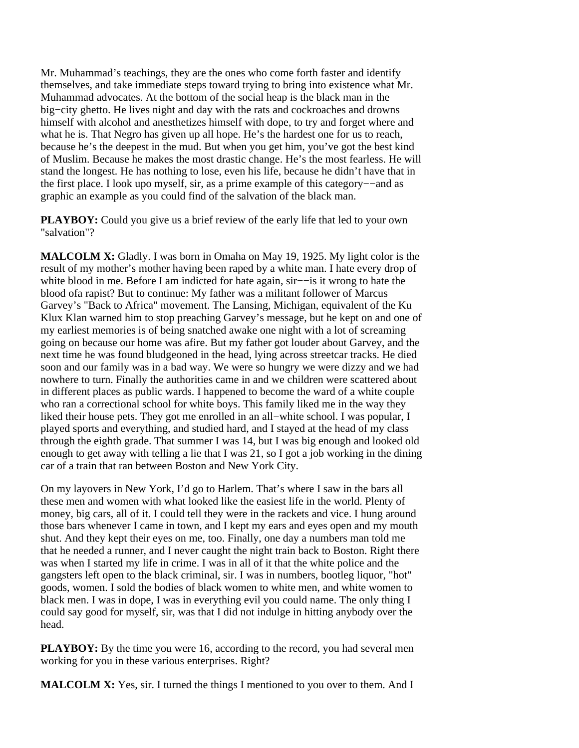Mr. Muhammad's teachings, they are the ones who come forth faster and identify themselves, and take immediate steps toward trying to bring into existence what Mr. Muhammad advocates. At the bottom of the social heap is the black man in the big−city ghetto. He lives night and day with the rats and cockroaches and drowns himself with alcohol and anesthetizes himself with dope, to try and forget where and what he is. That Negro has given up all hope. He's the hardest one for us to reach, because he's the deepest in the mud. But when you get him, you've got the best kind of Muslim. Because he makes the most drastic change. He's the most fearless. He will stand the longest. He has nothing to lose, even his life, because he didn't have that in the first place. I look upo myself, sir, as a prime example of this category−−and as graphic an example as you could find of the salvation of the black man.

**PLAYBOY:** Could you give us a brief review of the early life that led to your own "salvation"?

**MALCOLM X:** Gladly. I was born in Omaha on May 19, 1925. My light color is the result of my mother's mother having been raped by a white man. I hate every drop of white blood in me. Before I am indicted for hate again, sir−−is it wrong to hate the blood ofa rapist? But to continue: My father was a militant follower of Marcus Garvey's "Back to Africa" movement. The Lansing, Michigan, equivalent of the Ku Klux Klan warned him to stop preaching Garvey's message, but he kept on and one of my earliest memories is of being snatched awake one night with a lot of screaming going on because our home was afire. But my father got louder about Garvey, and the next time he was found bludgeoned in the head, lying across streetcar tracks. He died soon and our family was in a bad way. We were so hungry we were dizzy and we had nowhere to turn. Finally the authorities came in and we children were scattered about in different places as public wards. I happened to become the ward of a white couple who ran a correctional school for white boys. This family liked me in the way they liked their house pets. They got me enrolled in an all−white school. I was popular, I played sports and everything, and studied hard, and I stayed at the head of my class through the eighth grade. That summer I was 14, but I was big enough and looked old enough to get away with telling a lie that I was 21, so I got a job working in the dining car of a train that ran between Boston and New York City.

On my layovers in New York, I'd go to Harlem. That's where I saw in the bars all these men and women with what looked like the easiest life in the world. Plenty of money, big cars, all of it. I could tell they were in the rackets and vice. I hung around those bars whenever I came in town, and I kept my ears and eyes open and my mouth shut. And they kept their eyes on me, too. Finally, one day a numbers man told me that he needed a runner, and I never caught the night train back to Boston. Right there was when I started my life in crime. I was in all of it that the white police and the gangsters left open to the black criminal, sir. I was in numbers, bootleg liquor, "hot" goods, women. I sold the bodies of black women to white men, and white women to black men. I was in dope, I was in everything evil you could name. The only thing I could say good for myself, sir, was that I did not indulge in hitting anybody over the head.

**PLAYBOY:** By the time you were 16, according to the record, you had several men working for you in these various enterprises. Right?

**MALCOLM X:** Yes, sir. I turned the things I mentioned to you over to them. And I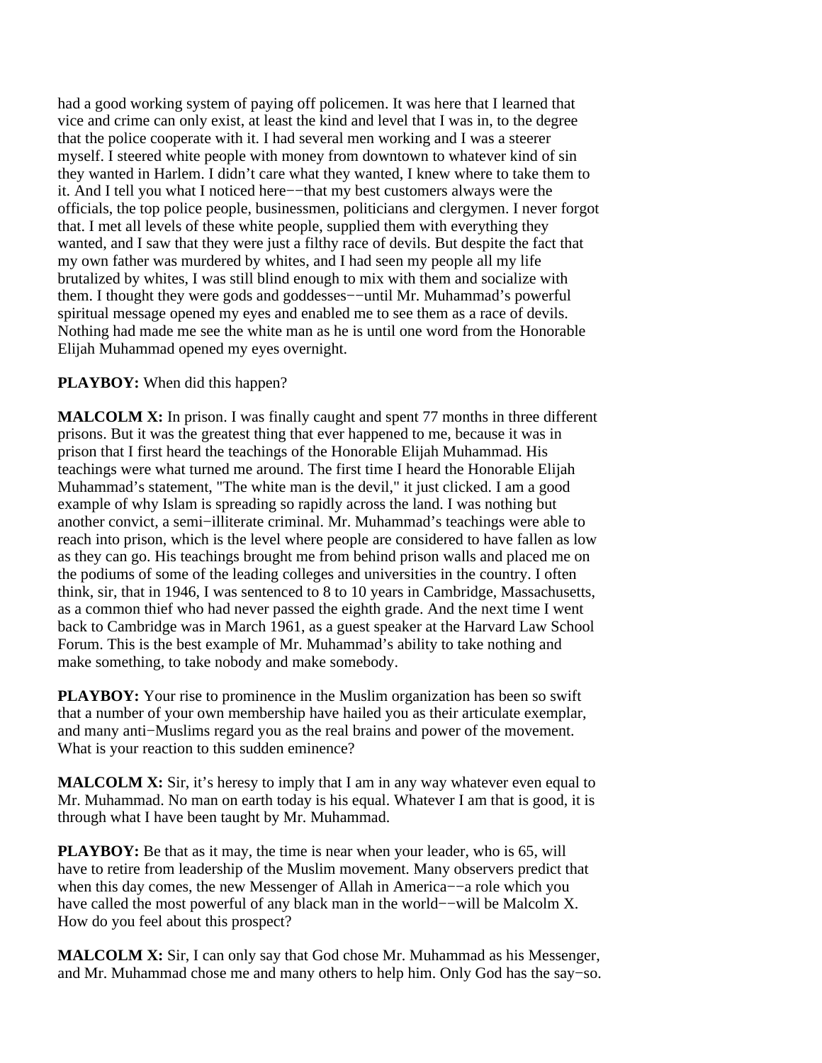had a good working system of paying off policemen. It was here that I learned that vice and crime can only exist, at least the kind and level that I was in, to the degree that the police cooperate with it. I had several men working and I was a steerer myself. I steered white people with money from downtown to whatever kind of sin they wanted in Harlem. I didn't care what they wanted, I knew where to take them to it. And I tell you what I noticed here−−that my best customers always were the officials, the top police people, businessmen, politicians and clergymen. I never forgot that. I met all levels of these white people, supplied them with everything they wanted, and I saw that they were just a filthy race of devils. But despite the fact that my own father was murdered by whites, and I had seen my people all my life brutalized by whites, I was still blind enough to mix with them and socialize with them. I thought they were gods and goddesses−−until Mr. Muhammad's powerful spiritual message opened my eyes and enabled me to see them as a race of devils. Nothing had made me see the white man as he is until one word from the Honorable Elijah Muhammad opened my eyes overnight.

**PLAYBOY:** When did this happen?

**MALCOLM X:** In prison. I was finally caught and spent 77 months in three different prisons. But it was the greatest thing that ever happened to me, because it was in prison that I first heard the teachings of the Honorable Elijah Muhammad. His teachings were what turned me around. The first time I heard the Honorable Elijah Muhammad's statement, "The white man is the devil," it just clicked. I am a good example of why Islam is spreading so rapidly across the land. I was nothing but another convict, a semi−illiterate criminal. Mr. Muhammad's teachings were able to reach into prison, which is the level where people are considered to have fallen as low as they can go. His teachings brought me from behind prison walls and placed me on the podiums of some of the leading colleges and universities in the country. I often think, sir, that in 1946, I was sentenced to 8 to 10 years in Cambridge, Massachusetts, as a common thief who had never passed the eighth grade. And the next time I went back to Cambridge was in March 1961, as a guest speaker at the Harvard Law School Forum. This is the best example of Mr. Muhammad's ability to take nothing and make something, to take nobody and make somebody.

**PLAYBOY:** Your rise to prominence in the Muslim organization has been so swift that a number of your own membership have hailed you as their articulate exemplar, and many anti−Muslims regard you as the real brains and power of the movement. What is your reaction to this sudden eminence?

**MALCOLM X:** Sir, it's heresy to imply that I am in any way whatever even equal to Mr. Muhammad. No man on earth today is his equal. Whatever I am that is good, it is through what I have been taught by Mr. Muhammad.

**PLAYBOY:** Be that as it may, the time is near when your leader, who is 65, will have to retire from leadership of the Muslim movement. Many observers predict that when this day comes, the new Messenger of Allah in America−−a role which you have called the most powerful of any black man in the world−−will be Malcolm X. How do you feel about this prospect?

**MALCOLM X:** Sir, I can only say that God chose Mr. Muhammad as his Messenger, and Mr. Muhammad chose me and many others to help him. Only God has the say−so.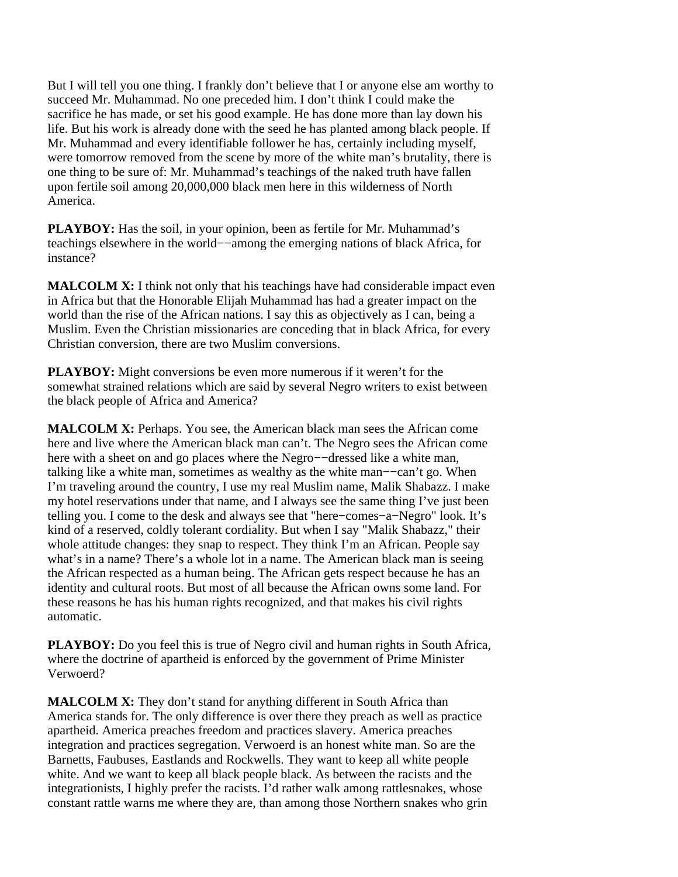But I will tell you one thing. I frankly don't believe that I or anyone else am worthy to succeed Mr. Muhammad. No one preceded him. I don't think I could make the sacrifice he has made, or set his good example. He has done more than lay down his life. But his work is already done with the seed he has planted among black people. If Mr. Muhammad and every identifiable follower he has, certainly including myself, were tomorrow removed from the scene by more of the white man's brutality, there is one thing to be sure of: Mr. Muhammad's teachings of the naked truth have fallen upon fertile soil among 20,000,000 black men here in this wilderness of North America.

**PLAYBOY:** Has the soil, in your opinion, been as fertile for Mr. Muhammad's teachings elsewhere in the world−−among the emerging nations of black Africa, for instance?

**MALCOLM X:** I think not only that his teachings have had considerable impact even in Africa but that the Honorable Elijah Muhammad has had a greater impact on the world than the rise of the African nations. I say this as objectively as I can, being a Muslim. Even the Christian missionaries are conceding that in black Africa, for every Christian conversion, there are two Muslim conversions.

**PLAYBOY:** Might conversions be even more numerous if it weren't for the somewhat strained relations which are said by several Negro writers to exist between the black people of Africa and America?

**MALCOLM X:** Perhaps. You see, the American black man sees the African come here and live where the American black man can't. The Negro sees the African come here with a sheet on and go places where the Negro−−dressed like a white man, talking like a white man, sometimes as wealthy as the white man−−can't go. When I'm traveling around the country, I use my real Muslim name, Malik Shabazz. I make my hotel reservations under that name, and I always see the same thing I've just been telling you. I come to the desk and always see that "here−comes−a−Negro" look. It's kind of a reserved, coldly tolerant cordiality. But when I say "Malik Shabazz," their whole attitude changes: they snap to respect. They think I'm an African. People say what's in a name? There's a whole lot in a name. The American black man is seeing the African respected as a human being. The African gets respect because he has an identity and cultural roots. But most of all because the African owns some land. For these reasons he has his human rights recognized, and that makes his civil rights automatic.

**PLAYBOY:** Do you feel this is true of Negro civil and human rights in South Africa, where the doctrine of apartheid is enforced by the government of Prime Minister Verwoerd?

**MALCOLM X:** They don't stand for anything different in South Africa than America stands for. The only difference is over there they preach as well as practice apartheid. America preaches freedom and practices slavery. America preaches integration and practices segregation. Verwoerd is an honest white man. So are the Barnetts, Faubuses, Eastlands and Rockwells. They want to keep all white people white. And we want to keep all black people black. As between the racists and the integrationists, I highly prefer the racists. I'd rather walk among rattlesnakes, whose constant rattle warns me where they are, than among those Northern snakes who grin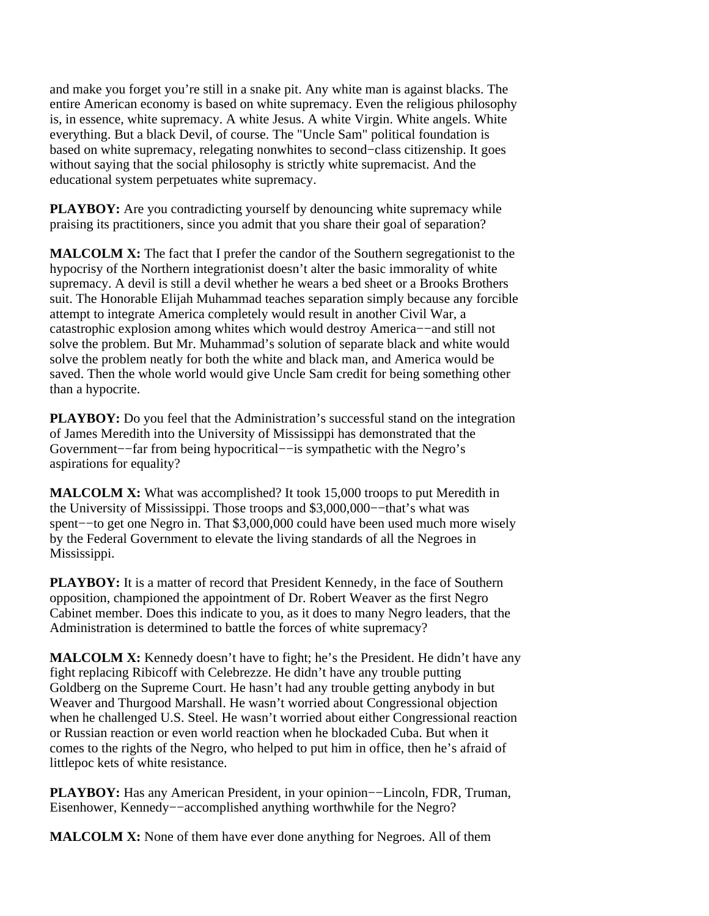and make you forget you're still in a snake pit. Any white man is against blacks. The entire American economy is based on white supremacy. Even the religious philosophy is, in essence, white supremacy. A white Jesus. A white Virgin. White angels. White everything. But a black Devil, of course. The "Uncle Sam" political foundation is based on white supremacy, relegating nonwhites to second−class citizenship. It goes without saying that the social philosophy is strictly white supremacist. And the educational system perpetuates white supremacy.

**PLAYBOY:** Are you contradicting yourself by denouncing white supremacy while praising its practitioners, since you admit that you share their goal of separation?

**MALCOLM X:** The fact that I prefer the candor of the Southern segregationist to the hypocrisy of the Northern integrationist doesn't alter the basic immorality of white supremacy. A devil is still a devil whether he wears a bed sheet or a Brooks Brothers suit. The Honorable Elijah Muhammad teaches separation simply because any forcible attempt to integrate America completely would result in another Civil War, a catastrophic explosion among whites which would destroy America−−and still not solve the problem. But Mr. Muhammad's solution of separate black and white would solve the problem neatly for both the white and black man, and America would be saved. Then the whole world would give Uncle Sam credit for being something other than a hypocrite.

**PLAYBOY:** Do you feel that the Administration's successful stand on the integration of James Meredith into the University of Mississippi has demonstrated that the Government−−far from being hypocritical−−is sympathetic with the Negro's aspirations for equality?

**MALCOLM X:** What was accomplished? It took 15,000 troops to put Meredith in the University of Mississippi. Those troops and $3,000,000−−that's what was spent−−to get one Negro in. That $3,000,000 could have been used much more wisely by the Federal Government to elevate the living standards of all the Negroes in Mississippi.

**PLAYBOY:** It is a matter of record that President Kennedy, in the face of Southern opposition, championed the appointment of Dr. Robert Weaver as the first Negro Cabinet member. Does this indicate to you, as it does to many Negro leaders, that the Administration is determined to battle the forces of white supremacy?

**MALCOLM X:** Kennedy doesn't have to fight; he's the President. He didn't have any fight replacing Ribicoff with Celebrezze. He didn't have any trouble putting Goldberg on the Supreme Court. He hasn't had any trouble getting anybody in but Weaver and Thurgood Marshall. He wasn't worried about Congressional objection when he challenged U.S. Steel. He wasn't worried about either Congressional reaction or Russian reaction or even world reaction when he blockaded Cuba. But when it comes to the rights of the Negro, who helped to put him in office, then he's afraid of littlepoc kets of white resistance.

**PLAYBOY:** Has any American President, in your opinion−−Lincoln, FDR, Truman, Eisenhower, Kennedy−−accomplished anything worthwhile for the Negro?

**MALCOLM X:** None of them have ever done anything for Negroes. All of them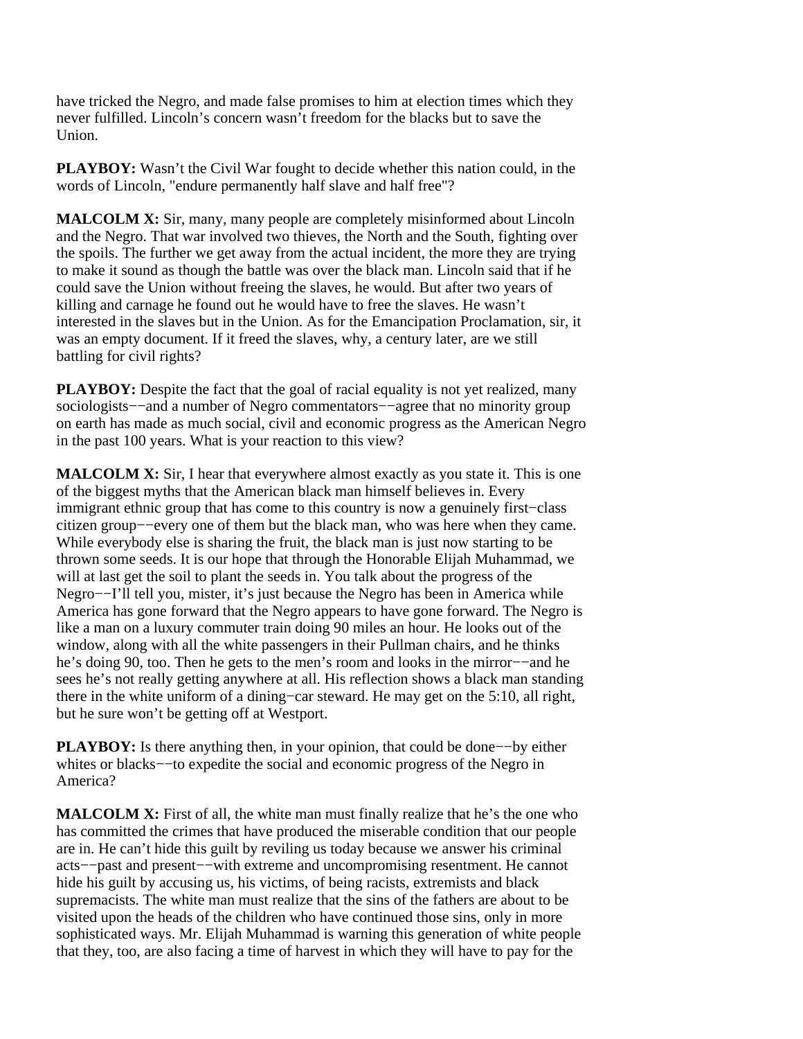have tricked the Negro, and made false promises to him at election times which they never fulfilled. Lincoln's concern wasn't freedom for the blacks but to save the Union.

**PLAYBOY:** Wasn't the Civil War fought to decide whether this nation could, in the words of Lincoln, "endure permanently half slave and half free"?

**MALCOLM X:** Sir, many, many people are completely misinformed about Lincoln and the Negro. That war involved two thieves, the North and the South, fighting over the spoils. The further we get away from the actual incident, the more they are trying to make it sound as though the battle was over the black man. Lincoln said that if he could save the Union without freeing the slaves, he would. But after two years of killing and carnage he found out he would have to free the slaves. He wasn't interested in the slaves but in the Union. As for the Emancipation Proclamation, sir, it was an empty document. If it freed the slaves, why, a century later, are we still battling for civil rights?

**PLAYBOY:** Despite the fact that the goal of racial equality is not yet realized, many sociologists−−and a number of Negro commentators−−agree that no minority group on earth has made as much social, civil and economic progress as the American Negro in the past 100 years. What is your reaction to this view?

**MALCOLM X:** Sir, I hear that everywhere almost exactly as you state it. This is one of the biggest myths that the American black man himself believes in. Every immigrant ethnic group that has come to this country is now a genuinely first−class citizen group−−every one of them but the black man, who was here when they came. While everybody else is sharing the fruit, the black man is just now starting to be thrown some seeds. It is our hope that through the Honorable Elijah Muhammad, we will at last get the soil to plant the seeds in. You talk about the progress of the Negro−−I'll tell you, mister, it's just because the Negro has been in America while America has gone forward that the Negro appears to have gone forward. The Negro is like a man on a luxury commuter train doing 90 miles an hour. He looks out of the window, along with all the white passengers in their Pullman chairs, and he thinks he's doing 90, too. Then he gets to the men's room and looks in the mirror−−and he sees he's not really getting anywhere at all. His reflection shows a black man standing there in the white uniform of a dining−car steward. He may get on the 5:10, all right, but he sure won't be getting off at Westport.

**PLAYBOY:** Is there anything then, in your opinion, that could be done−−by either whites or blacks−−to expedite the social and economic progress of the Negro in America?

**MALCOLM X:** First of all, the white man must finally realize that he's the one who has committed the crimes that have produced the miserable condition that our people are in. He can't hide this guilt by reviling us today because we answer his criminal acts−−past and present−−with extreme and uncompromising resentment. He cannot hide his guilt by accusing us, his victims, of being racists, extremists and black supremacists. The white man must realize that the sins of the fathers are about to be visited upon the heads of the children who have continued those sins, only in more sophisticated ways. Mr. Elijah Muhammad is warning this generation of white people that they, too, are also facing a time of harvest in which they will have to pay for the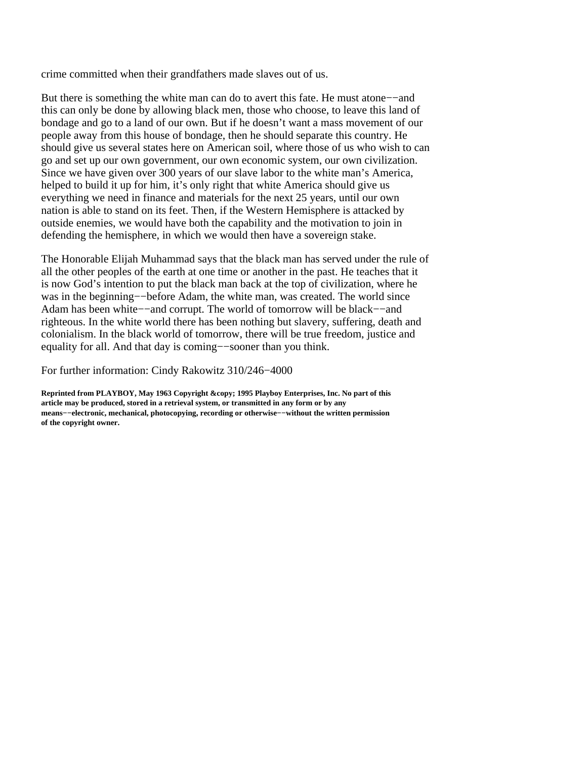crime committed when their grandfathers made slaves out of us.

But there is something the white man can do to avert this fate. He must atone−−and this can only be done by allowing black men, those who choose, to leave this land of bondage and go to a land of our own. But if he doesn't want a mass movement of our people away from this house of bondage, then he should separate this country. He should give us several states here on American soil, where those of us who wish to can go and set up our own government, our own economic system, our own civilization. Since we have given over 300 years of our slave labor to the white man's America, helped to build it up for him, it's only right that white America should give us everything we need in finance and materials for the next 25 years, until our own nation is able to stand on its feet. Then, if the Western Hemisphere is attacked by outside enemies, we would have both the capability and the motivation to join in defending the hemisphere, in which we would then have a sovereign stake.

The Honorable Elijah Muhammad says that the black man has served under the rule of all the other peoples of the earth at one time or another in the past. He teaches that it is now God's intention to put the black man back at the top of civilization, where he was in the beginning−−before Adam, the white man, was created. The world since Adam has been white−−and corrupt. The world of tomorrow will be black−−and righteous. In the white world there has been nothing but slavery, suffering, death and colonialism. In the black world of tomorrow, there will be true freedom, justice and equality for all. And that day is coming−−sooner than you think.

For further information: Cindy Rakowitz 310/246−4000

**Reprinted from PLAYBOY, May 1963 Copyright &copy; 1995 Playboy Enterprises, Inc. No part of this article may be produced, stored in a retrieval system, or transmitted in any form or by any means−−electronic, mechanical, photocopying, recording or otherwise−−without the written permission of the copyright owner.**